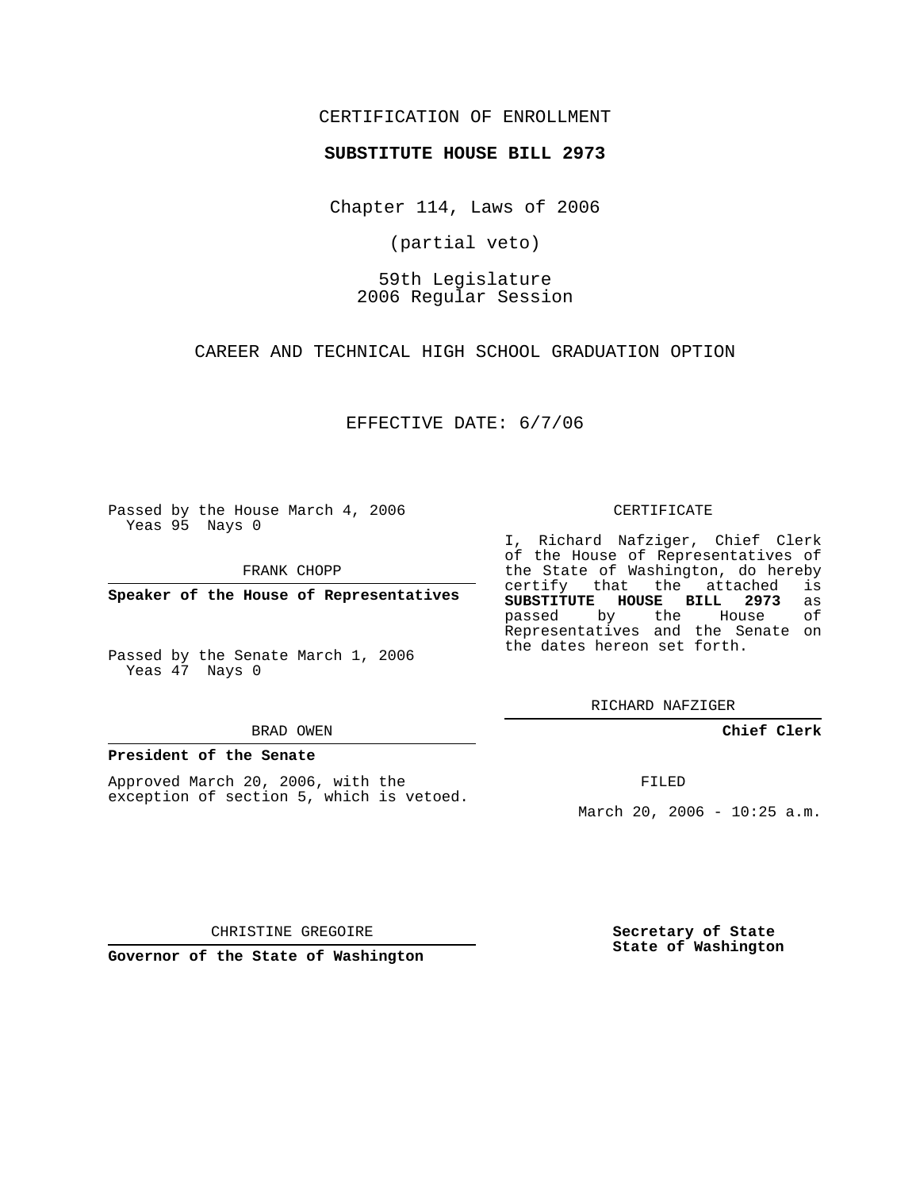CERTIFICATION OF ENROLLMENT

**SUBSTITUTE HOUSE BILL 2973**

Chapter 114, Laws of 2006

(partial veto)

59th Legislature
2006 Regular Session

CAREER AND TECHNICAL HIGH SCHOOL GRADUATION OPTION

EFFECTIVE DATE: 6/7/06

Passed by the House March 4, 2006
Yeas 95 Nays 0

FRANK CHOPP

**Speaker of the House of Representatives**

Passed by the Senate March 1, 2006
Yeas 47 Nays 0

BRAD OWEN

**President of the Senate**

Approved March 20, 2006, with the exception of section 5, which is vetoed.

CHRISTINE GREGOIRE

**Governor of the State of Washington**

CERTIFICATE

I, Richard Nafziger, Chief Clerk of the House of Representatives of the State of Washington, do hereby certify that the attached is **SUBSTITUTE HOUSE BILL 2973** as passed by the House of Representatives and the Senate on the dates hereon set forth.

RICHARD NAFZIGER

**Chief Clerk**

FILED

March 20, 2006 - 10:25 a.m.

**Secretary of State**
**State of Washington**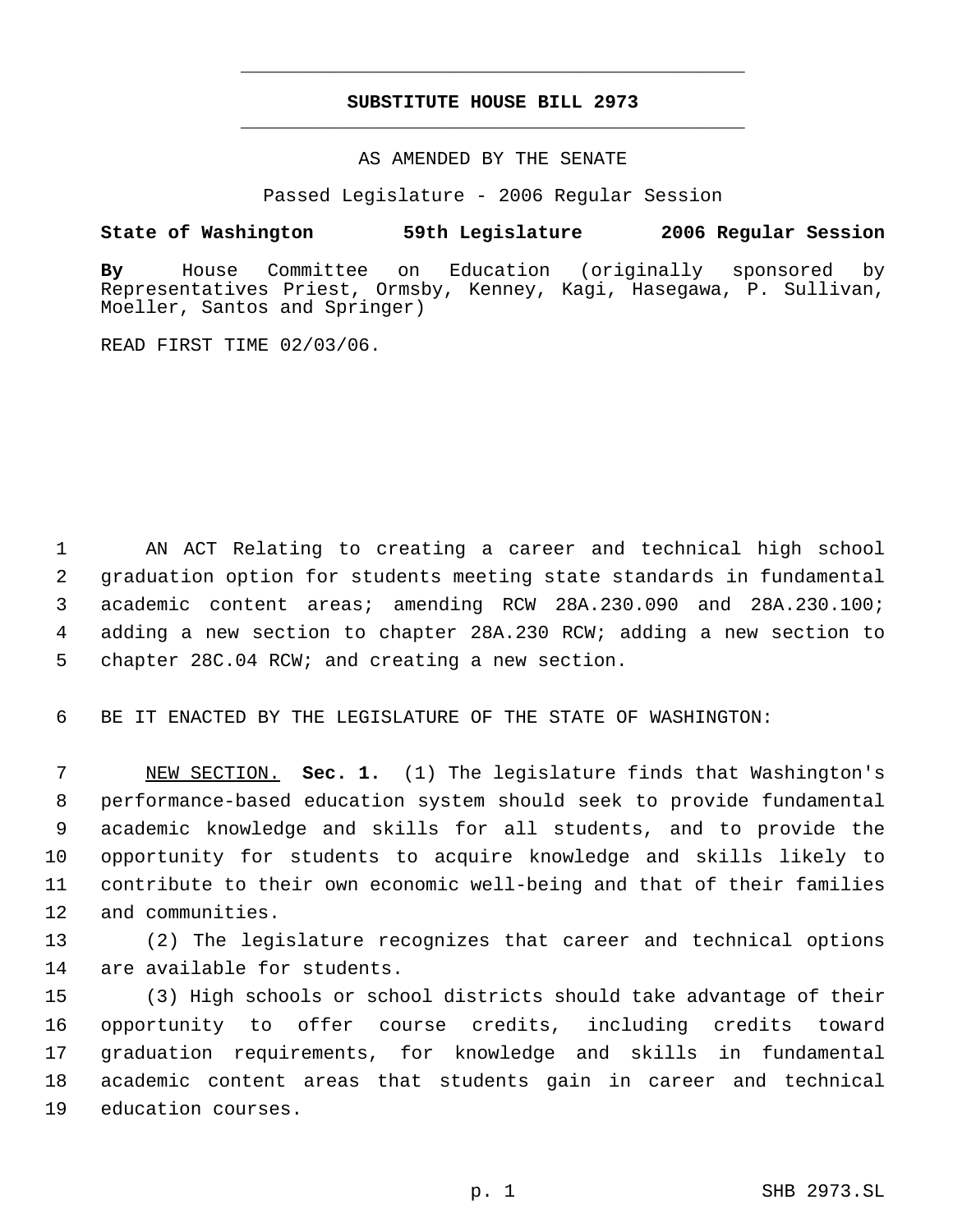# SUBSTITUTE HOUSE BILL 2973

AS AMENDED BY THE SENATE

Passed Legislature - 2006 Regular Session

**State of Washington 59th Legislature 2006 Regular Session**

**By** House Committee on Education (originally sponsored by Representatives Priest, Ormsby, Kenney, Kagi, Hasegawa, P. Sullivan, Moeller, Santos and Springer)

READ FIRST TIME 02/03/06.

AN ACT Relating to creating a career and technical high school graduation option for students meeting state standards in fundamental academic content areas; amending RCW 28A.230.090 and 28A.230.100; adding a new section to chapter 28A.230 RCW; adding a new section to chapter 28C.04 RCW; and creating a new section.

BE IT ENACTED BY THE LEGISLATURE OF THE STATE OF WASHINGTON:

NEW SECTION. **Sec. 1.** (1) The legislature finds that Washington's performance-based education system should seek to provide fundamental academic knowledge and skills for all students, and to provide the opportunity for students to acquire knowledge and skills likely to contribute to their own economic well-being and that of their families and communities.

(2) The legislature recognizes that career and technical options are available for students.

(3) High schools or school districts should take advantage of their opportunity to offer course credits, including credits toward graduation requirements, for knowledge and skills in fundamental academic content areas that students gain in career and technical education courses.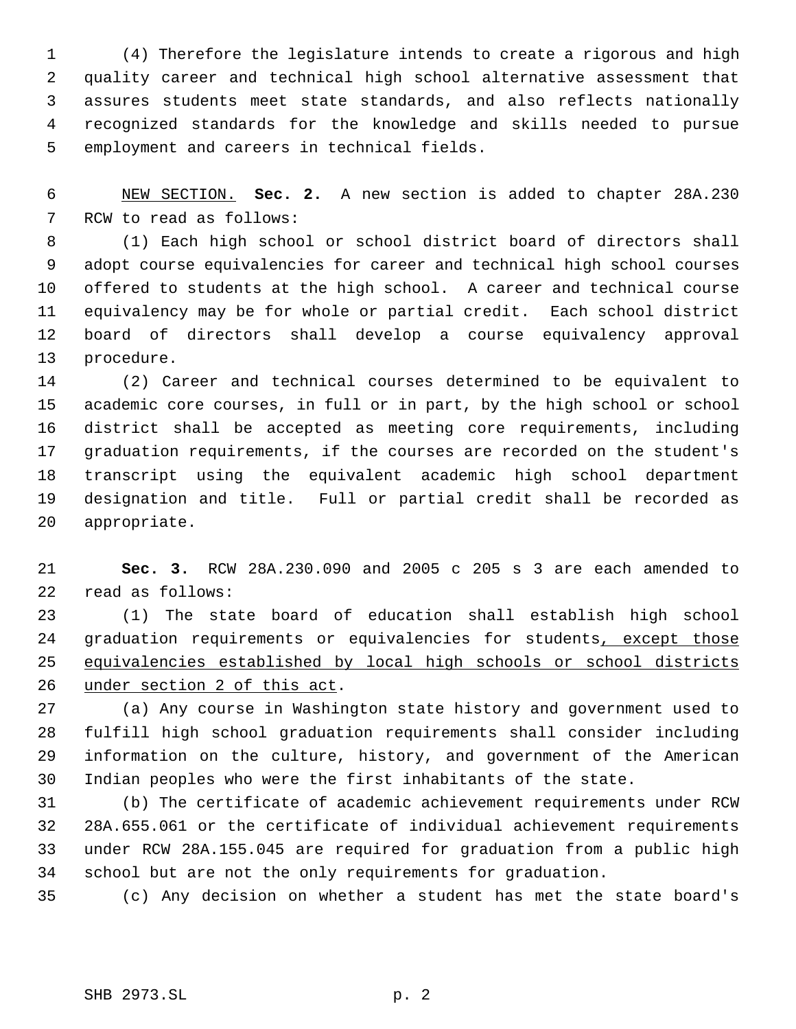(4) Therefore the legislature intends to create a rigorous and high quality career and technical high school alternative assessment that assures students meet state standards, and also reflects nationally recognized standards for the knowledge and skills needed to pursue employment and careers in technical fields.

NEW SECTION. **Sec. 2.** A new section is added to chapter 28A.230 RCW to read as follows:

(1) Each high school or school district board of directors shall adopt course equivalencies for career and technical high school courses offered to students at the high school. A career and technical course equivalency may be for whole or partial credit. Each school district board of directors shall develop a course equivalency approval procedure.

(2) Career and technical courses determined to be equivalent to academic core courses, in full or in part, by the high school or school district shall be accepted as meeting core requirements, including graduation requirements, if the courses are recorded on the student's transcript using the equivalent academic high school department designation and title. Full or partial credit shall be recorded as appropriate.

**Sec. 3.** RCW 28A.230.090 and 2005 c 205 s 3 are each amended to read as follows:

(1) The state board of education shall establish high school graduation requirements or equivalencies for students, except those equivalencies established by local high schools or school districts under section 2 of this act.

(a) Any course in Washington state history and government used to fulfill high school graduation requirements shall consider including information on the culture, history, and government of the American Indian peoples who were the first inhabitants of the state.

(b) The certificate of academic achievement requirements under RCW 28A.655.061 or the certificate of individual achievement requirements under RCW 28A.155.045 are required for graduation from a public high school but are not the only requirements for graduation.

(c) Any decision on whether a student has met the state board's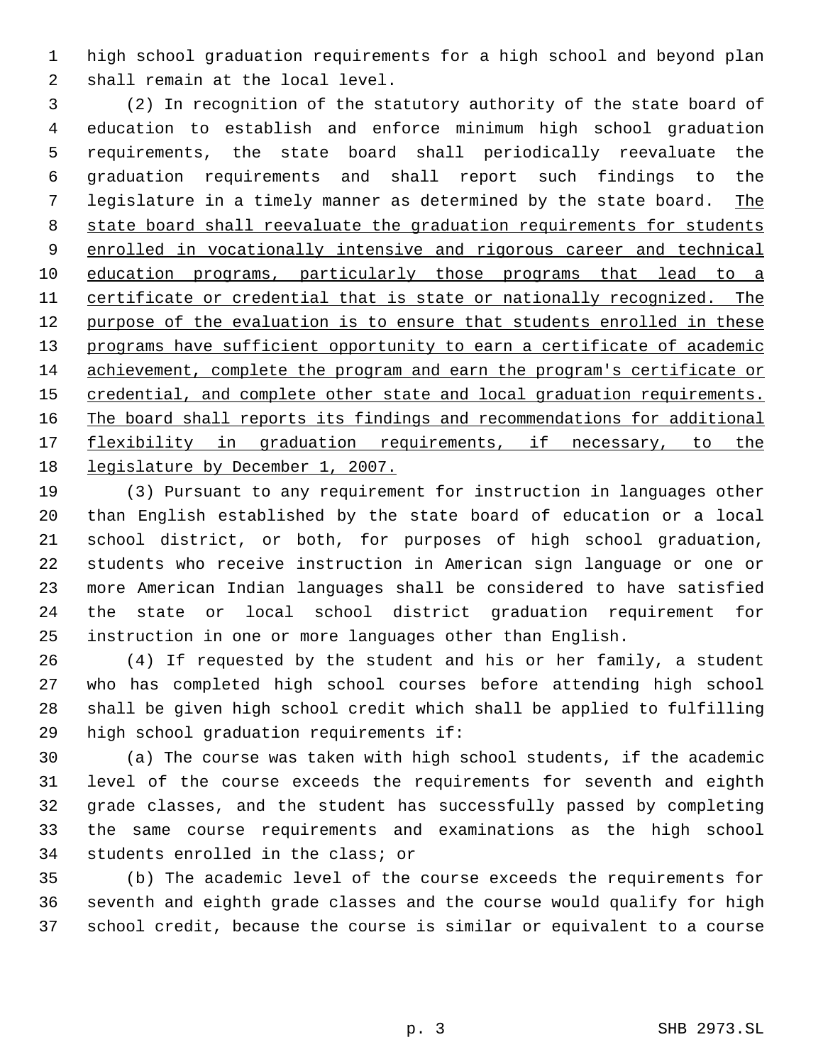high school graduation requirements for a high school and beyond plan shall remain at the local level.

(2) In recognition of the statutory authority of the state board of education to establish and enforce minimum high school graduation requirements, the state board shall periodically reevaluate the graduation requirements and shall report such findings to the legislature in a timely manner as determined by the state board. <u>The state board shall reevaluate the graduation requirements for students enrolled in vocationally intensive and rigorous career and technical education programs, particularly those programs that lead to a certificate or credential that is state or nationally recognized. The purpose of the evaluation is to ensure that students enrolled in these programs have sufficient opportunity to earn a certificate of academic achievement, complete the program and earn the program's certificate or credential, and complete other state and local graduation requirements. The board shall reports its findings and recommendations for additional flexibility in graduation requirements, if necessary, to the legislature by December 1, 2007.</u>

(3) Pursuant to any requirement for instruction in languages other than English established by the state board of education or a local school district, or both, for purposes of high school graduation, students who receive instruction in American sign language or one or more American Indian languages shall be considered to have satisfied the state or local school district graduation requirement for instruction in one or more languages other than English.

(4) If requested by the student and his or her family, a student who has completed high school courses before attending high school shall be given high school credit which shall be applied to fulfilling high school graduation requirements if:

(a) The course was taken with high school students, if the academic level of the course exceeds the requirements for seventh and eighth grade classes, and the student has successfully passed by completing the same course requirements and examinations as the high school students enrolled in the class; or

(b) The academic level of the course exceeds the requirements for seventh and eighth grade classes and the course would qualify for high school credit, because the course is similar or equivalent to a course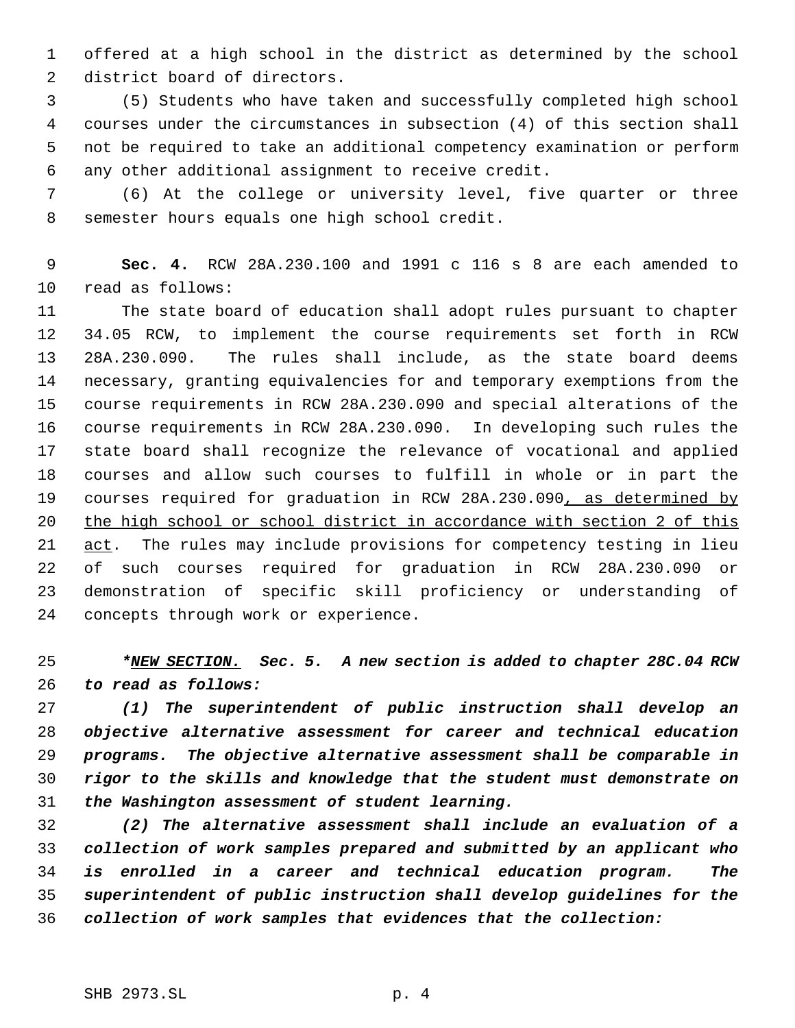offered at a high school in the district as determined by the school district board of directors.

(5) Students who have taken and successfully completed high school courses under the circumstances in subsection (4) of this section shall not be required to take an additional competency examination or perform any other additional assignment to receive credit.

(6) At the college or university level, five quarter or three semester hours equals one high school credit.

**Sec. 4.** RCW 28A.230.100 and 1991 c 116 s 8 are each amended to read as follows:

The state board of education shall adopt rules pursuant to chapter 34.05 RCW, to implement the course requirements set forth in RCW 28A.230.090. The rules shall include, as the state board deems necessary, granting equivalencies for and temporary exemptions from the course requirements in RCW 28A.230.090 and special alterations of the course requirements in RCW 28A.230.090. In developing such rules the state board shall recognize the relevance of vocational and applied courses and allow such courses to fulfill in whole or in part the courses required for graduation in RCW 28A.230.090<u>, as determined by the high school or school district in accordance with section 2 of this act</u>. The rules may include provisions for competency testing in lieu of such courses required for graduation in RCW 28A.230.090 or demonstration of specific skill proficiency or understanding of concepts through work or experience.

***<u>NEW SECTION.</u> Sec. 5. A new section is added to chapter 28C.04 RCW to read as follows:***

***(1) The superintendent of public instruction shall develop an objective alternative assessment for career and technical education programs. The objective alternative assessment shall be comparable in rigor to the skills and knowledge that the student must demonstrate on the Washington assessment of student learning.***

***(2) The alternative assessment shall include an evaluation of a collection of work samples prepared and submitted by an applicant who is enrolled in a career and technical education program. The superintendent of public instruction shall develop guidelines for the collection of work samples that evidences that the collection:***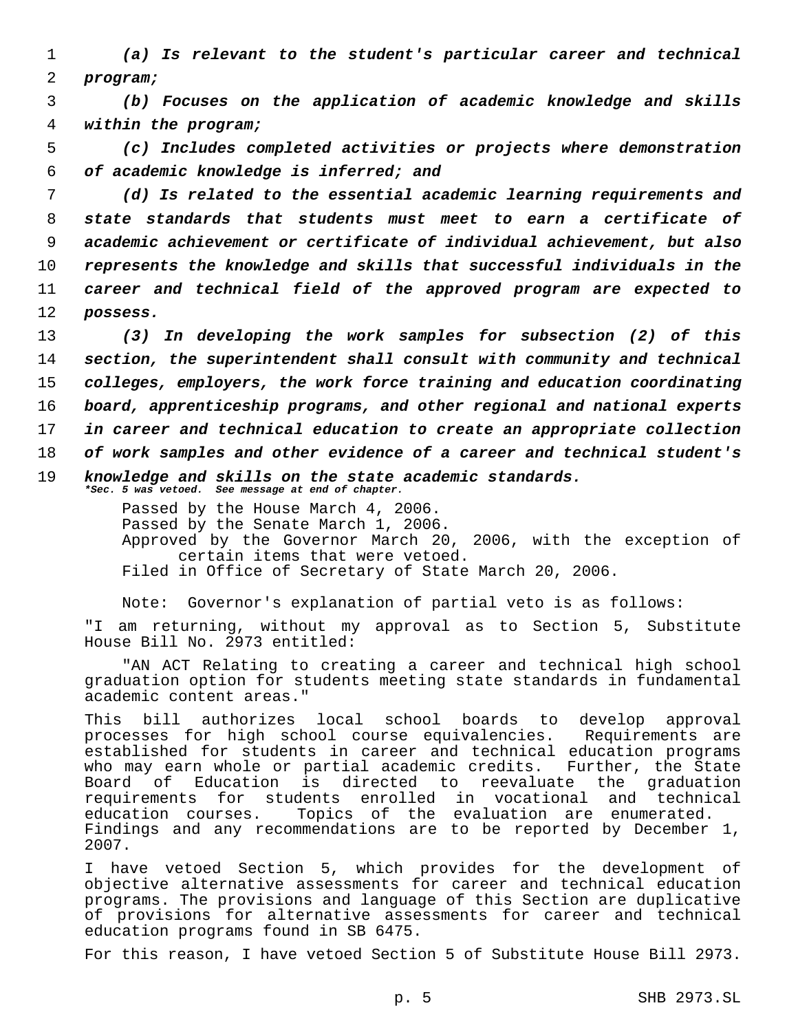*(a) Is relevant to the student's particular career and technical program;*

*(b) Focuses on the application of academic knowledge and skills within the program;*

*(c) Includes completed activities or projects where demonstration of academic knowledge is inferred; and*

*(d) Is related to the essential academic learning requirements and state standards that students must meet to earn a certificate of academic achievement or certificate of individual achievement, but also represents the knowledge and skills that successful individuals in the career and technical field of the approved program are expected to possess.*

*(3) In developing the work samples for subsection (2) of this section, the superintendent shall consult with community and technical colleges, employers, the work force training and education coordinating board, apprenticeship programs, and other regional and national experts in career and technical education to create an appropriate collection of work samples and other evidence of a career and technical student's knowledge and skills on the state academic standards.*

*\*Sec. 5 was vetoed. See message at end of chapter.*

Passed by the House March 4, 2006.
Passed by the Senate March 1, 2006.
Approved by the Governor March 20, 2006, with the exception of certain items that were vetoed.
Filed in Office of Secretary of State March 20, 2006.

Note: Governor's explanation of partial veto is as follows:

"I am returning, without my approval as to Section 5, Substitute House Bill No. 2973 entitled:

"AN ACT Relating to creating a career and technical high school graduation option for students meeting state standards in fundamental academic content areas."

This bill authorizes local school boards to develop approval processes for high school course equivalencies. Requirements are established for students in career and technical education programs who may earn whole or partial academic credits. Further, the State Board of Education is directed to reevaluate the graduation requirements for students enrolled in vocational and technical education courses. Topics of the evaluation are enumerated. Findings and any recommendations are to be reported by December 1, 2007.

I have vetoed Section 5, which provides for the development of objective alternative assessments for career and technical education programs. The provisions and language of this Section are duplicative of provisions for alternative assessments for career and technical education programs found in SB 6475.

For this reason, I have vetoed Section 5 of Substitute House Bill 2973.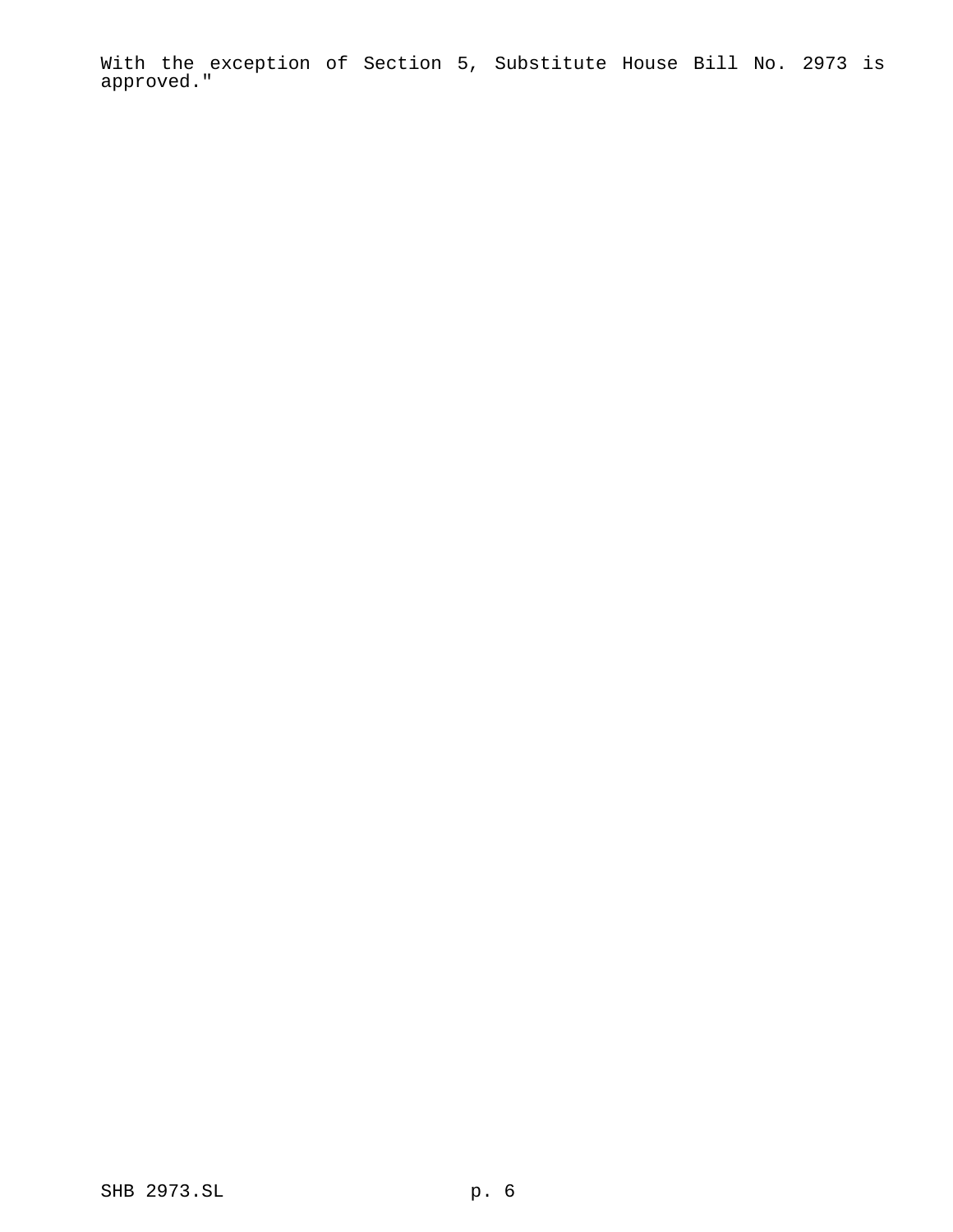With the exception of Section 5, Substitute House Bill No. 2973 is approved."